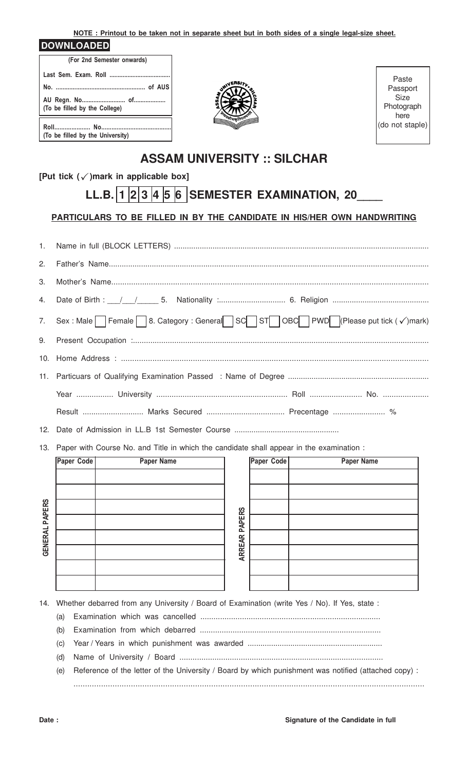**NOTE : Printout to be taken not in separate sheet but in both sides of a single legal-size sheet.**

**DOWNLOADED**

**(For 2nd Semester onwards)**

**Last Sem. Exam. Roll ....................................**

**No. .................................................... of AUS**

**AU Regn. No.......................... of..................**
**(To be filled by the College)**

**Roll..................... No.........................................**
**(To be filled by the University)**

Paste Passport Size Photograph here (do not staple)

# ASSAM UNIVERSITY :: SILCHAR

**[Put tick (✓)mark in applicable box]**

## LL.B. 1 2 3 4 5 6 SEMESTER EXAMINATION, 20____

**PARTICULARS TO BE FILLED IN BY THE CANDIDATE IN HIS/HER OWN HANDWRITING**

1. Name in full (BLOCK LETTERS) ..........................................................................................................
2. Father's Name..........................................................................................................................................
3. Mother's Name.........................................................................................................................................
4. Date of Birth : ___/___/_____ 5. Nationality :.............................. 6. Religion ...........................................
7. Sex : Male ☐ Female ☐ 8. Category : General ☐ SC ☐ ST ☐ OBC ☐ PWD ☐ (Please put tick (✓)mark)
9. Present Occupation :...............................................................................................................................
10. Home Address : ......................................................................................................................................
11. Particuars of Qualifying Examination Passed : Name of Degree .................................................................

    Year ................ University ........................................................... Roll ........................ No. .....................

    Result ............................ Marks Secured .................................... Precentage ........................ %
12. Date of Admission in LL.B 1st Semester Course ................................................
13. Paper with Course No. and Title in which the candidate shall appear in the examination :

**GENERAL PAPERS**

| Paper Code | Paper Name |
|---|---|
| | |
| | |
| | |
| | |
| | |
| | |
| | |
| | |

**ARREAR PAPERS**

| Paper Code | Paper Name |
|---|---|
| | |
| | |
| | |
| | |
| | |
| | |
| | |
| | |

14. Whether debarred from any University / Board of Examination (write Yes / No). If Yes, state :
    - (a) Examination which was cancelled .................................................................................
    - (b) Examination from which debarred ..................................................................................
    - (c) Year / Years in which punishment was awarded ..............................................................
    - (d) Name of University / Board ............................................................................................
    - (e) Reference of the letter of the University / Board by which punishment was notified (attached copy) :

      ........................................................................................................................................................

**Date :**

**Signature of the Candidate in full**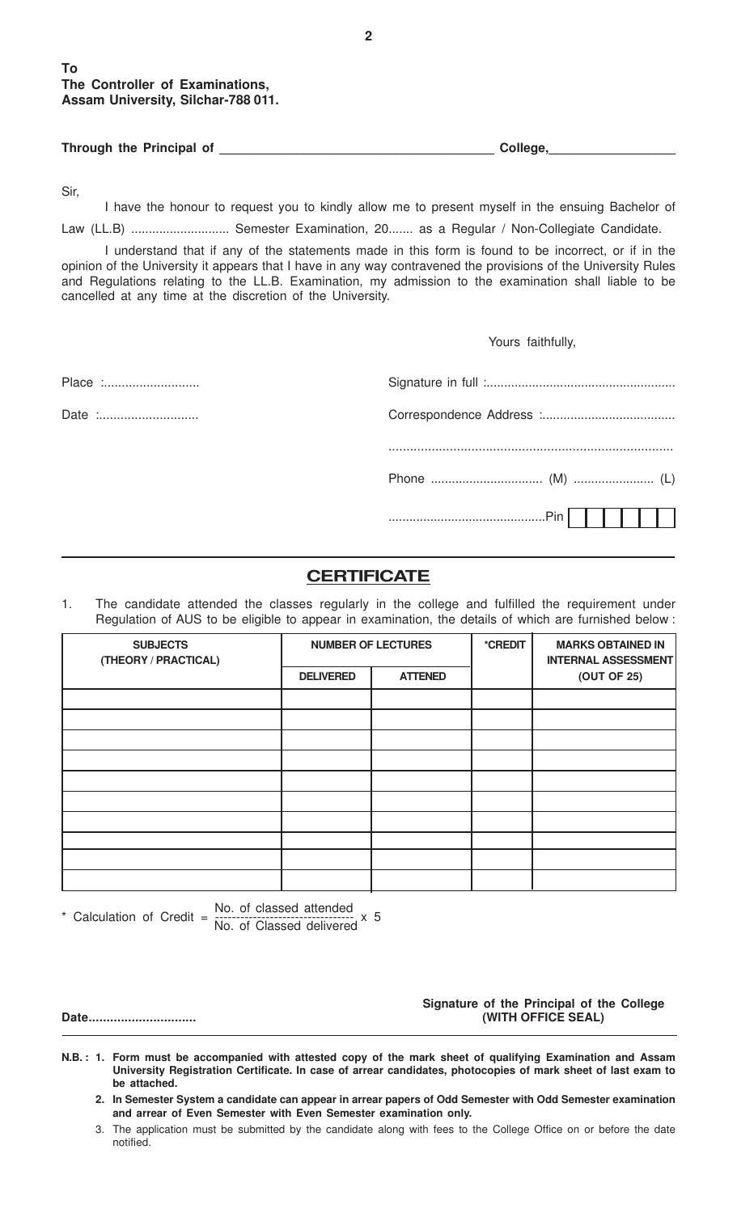**To**
**The Controller of Examinations,**
**Assam University, Silchar-788 011.**

**Through the Principal of** \_\_\_\_\_\_\_\_\_\_\_\_\_\_\_\_\_\_\_\_\_\_\_\_\_\_\_\_\_\_\_\_\_\_\_\_ **College,**\_\_\_\_\_\_\_\_\_\_\_\_\_\_\_\_\_

Sir,

I have the honour to request you to kindly allow me to present myself in the ensuing Bachelor of Law (LL.B) ........................... Semester Examination, 20....... as a Regular / Non-Collegiate Candidate.

I understand that if any of the statements made in this form is found to be incorrect, or if in the opinion of the University it appears that I have in any way contravened the provisions of the University Rules and Regulations relating to the LL.B. Examination, my admission to the examination shall liable to be cancelled at any time at the discretion of the University.

Yours faithfully,

Place :...........................

Date :............................

Signature in full :.....................................................

Correspondence Address :.....................................

..............................................................................

Phone ............................... (M) ...................... (L)

............................................Pin

## CERTIFICATE

1. The candidate attended the classes regularly in the college and fulfilled the requirement under Regulation of AUS to be eligible to appear in examination, the details of which are furnished below :

| SUBJECTS (THEORY / PRACTICAL) | NUMBER OF LECTURES | | *CREDIT | MARKS OBTAINED IN INTERNAL ASSESSMENT (OUT OF 25) |
|---|---|---|---|---|
| | DELIVERED | ATTENED | | |
| | | | | |
| | | | | |
| | | | | |
| | | | | |
| | | | | |
| | | | | |
| | | | | |
| | | | | |
| | | | | |
| | | | | |

\* Calculation of Credit = $\frac{\text{No. of classed attended}}{\text{No. of Classed delivered}} \times 5$

**Date.............................**

**Signature of the Principal of the College**
**(WITH OFFICE SEAL)**

**N.B. : 1. Form must be accompanied with attested copy of the mark sheet of qualifying Examination and Assam University Registration Certificate. In case of arrear candidates, photocopies of mark sheet of last exam to be attached.**

**2. In Semester System a candidate can appear in arrear papers of Odd Semester with Odd Semester examination and arrear of Even Semester with Even Semester examination only.**

3. The application must be submitted by the candidate along with fees to the College Office on or before the date notified.